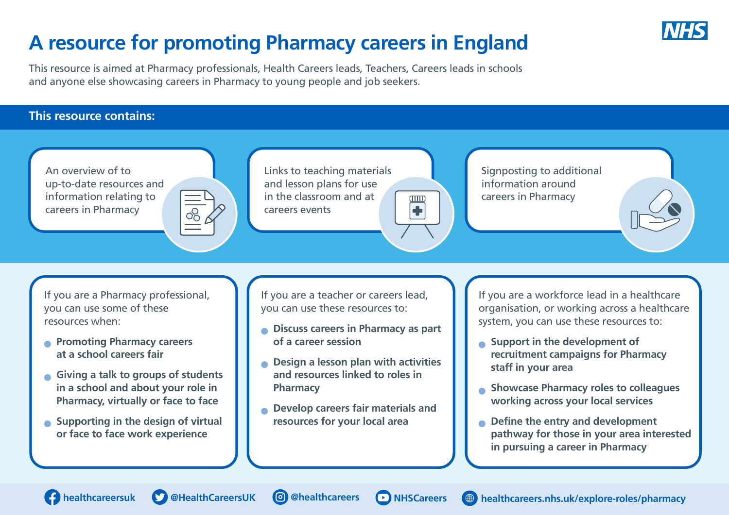# A resource for promoting Pharmacy careers in England

This resource is aimed at Pharmacy professionals, Health Careers leads, Teachers, Careers leads in schools and anyone else showcasing careers in Pharmacy to young people and job seekers.

## This resource contains:

An overview of to up-to-date resources and information relating to careers in Pharmacy

Links to teaching materials and lesson plans for use in the classroom and at careers events

Signposting to additional information around careers in Pharmacy

If you are a Pharmacy professional, you can use some of these resources when:

- **Promoting Pharmacy careers at a school careers fair**
- **Giving a talk to groups of students in a school and about your role in Pharmacy, virtually or face to face**
- **Supporting in the design of virtual or face to face work experience**

If you are a teacher or careers lead, you can use these resources to:

- **Discuss careers in Pharmacy as part of a career session**
- **Design a lesson plan with activities and resources linked to roles in Pharmacy**
- **Develop careers fair materials and resources for your local area**

If you are a workforce lead in a healthcare organisation, or working across a healthcare system, you can use these resources to:

- **Support in the development of recruitment campaigns for Pharmacy staff in your area**
- **Showcase Pharmacy roles to colleagues working across your local services**
- **Define the entry and development pathway for those in your area interested in pursuing a career in Pharmacy**

**healthcareersuk** | **@HealthCareersUK** | **@healthcareers** | **NHSCareers** | **healthcareers.nhs.uk/explore-roles/pharmacy**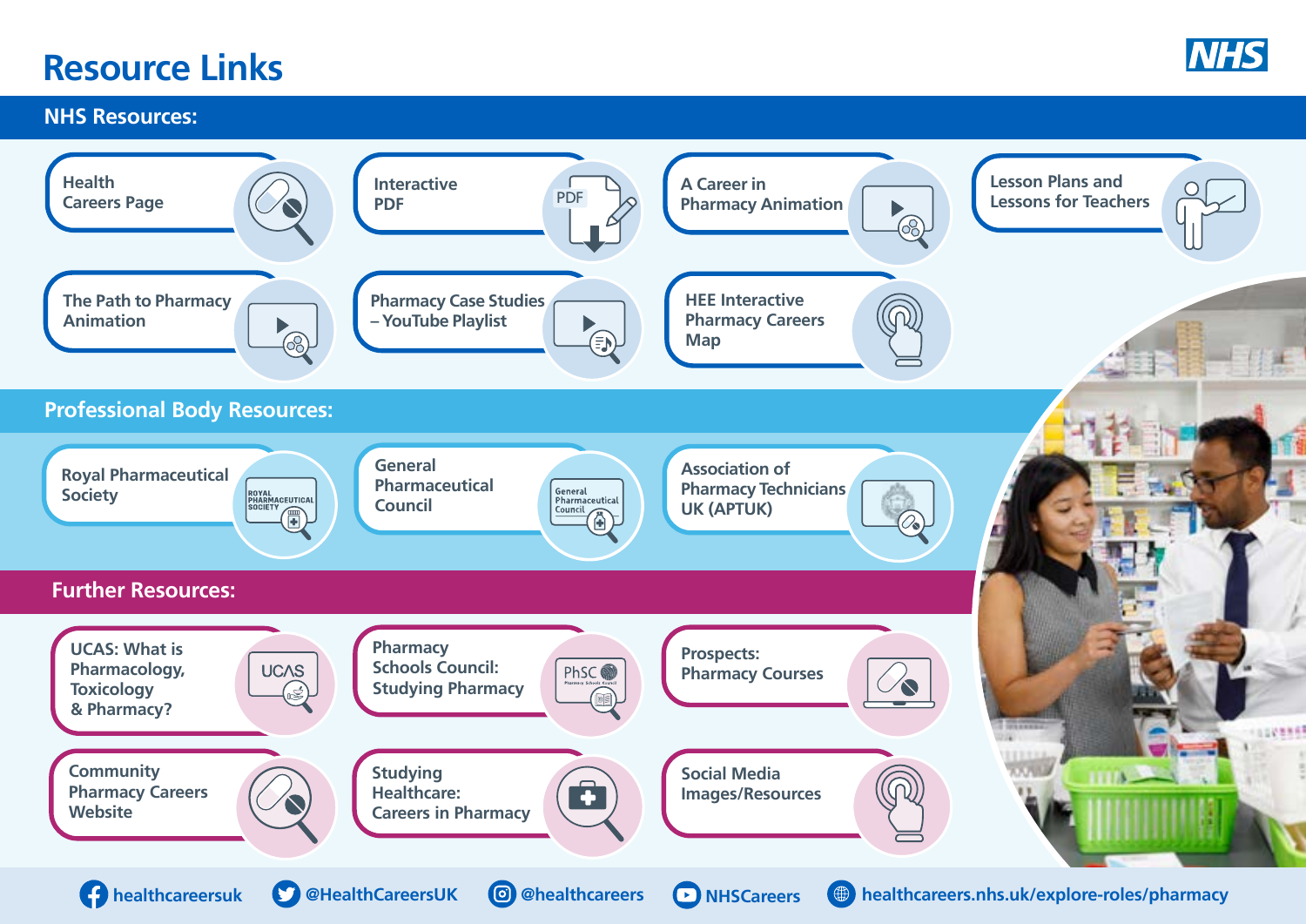# Resource Links

## NHS Resources:

- Health Careers Page
- Interactive PDF
- A Career in Pharmacy Animation
- Lesson Plans and Lessons for Teachers
- The Path to Pharmacy Animation
- Pharmacy Case Studies – YouTube Playlist
- HEE Interactive Pharmacy Careers Map

## Professional Body Resources:

- Royal Pharmaceutical Society
- General Pharmaceutical Council
- Association of Pharmacy Technicians UK (APTUK)

## Further Resources:

- UCAS: What is Pharmacology, Toxicology & Pharmacy?
- Pharmacy Schools Council: Studying Pharmacy
- Prospects: Pharmacy Courses
- Community Pharmacy Careers Website
- Studying Healthcare: Careers in Pharmacy
- Social Media Images/Resources

healthcareersuk | @HealthCareersUK | @healthcareers | NHSCareers | healthcareers.nhs.uk/explore-roles/pharmacy